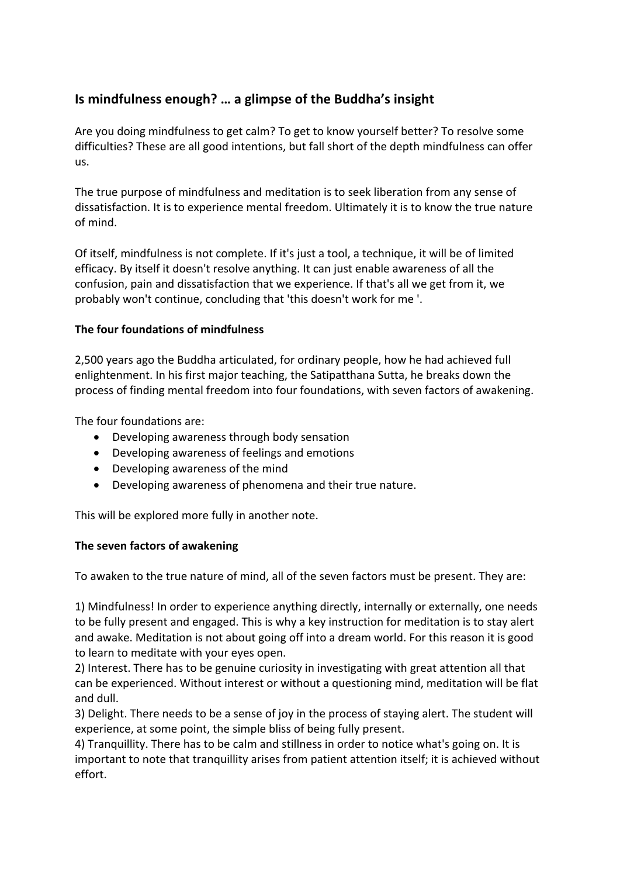## Is mindfulness enough? … a glimpse of the Buddha's insight

Are you doing mindfulness to get calm? To get to know yourself better? To resolve some difficulties? These are all good intentions, but fall short of the depth mindfulness can offer us.

The true purpose of mindfulness and meditation is to seek liberation from any sense of dissatisfaction. It is to experience mental freedom. Ultimately it is to know the true nature of mind.

Of itself, mindfulness is not complete. If it's just a tool, a technique, it will be of limited efficacy. By itself it doesn't resolve anything. It can just enable awareness of all the confusion, pain and dissatisfaction that we experience. If that's all we get from it, we probably won't continue, concluding that 'this doesn't work for me '.

**The four foundations of mindfulness**

2,500 years ago the Buddha articulated, for ordinary people, how he had achieved full enlightenment. In his first major teaching, the Satipatthana Sutta, he breaks down the process of finding mental freedom into four foundations, with seven factors of awakening.

The four foundations are:

- Developing awareness through body sensation
- Developing awareness of feelings and emotions
- Developing awareness of the mind
- Developing awareness of phenomena and their true nature.

This will be explored more fully in another note.

**The seven factors of awakening**

To awaken to the true nature of mind, all of the seven factors must be present. They are:

1) Mindfulness! In order to experience anything directly, internally or externally, one needs to be fully present and engaged. This is why a key instruction for meditation is to stay alert and awake. Meditation is not about going off into a dream world. For this reason it is good to learn to meditate with your eyes open.
2) Interest. There has to be genuine curiosity in investigating with great attention all that can be experienced. Without interest or without a questioning mind, meditation will be flat and dull.
3) Delight. There needs to be a sense of joy in the process of staying alert. The student will experience, at some point, the simple bliss of being fully present.
4) Tranquillity. There has to be calm and stillness in order to notice what's going on. It is important to note that tranquillity arises from patient attention itself; it is achieved without effort.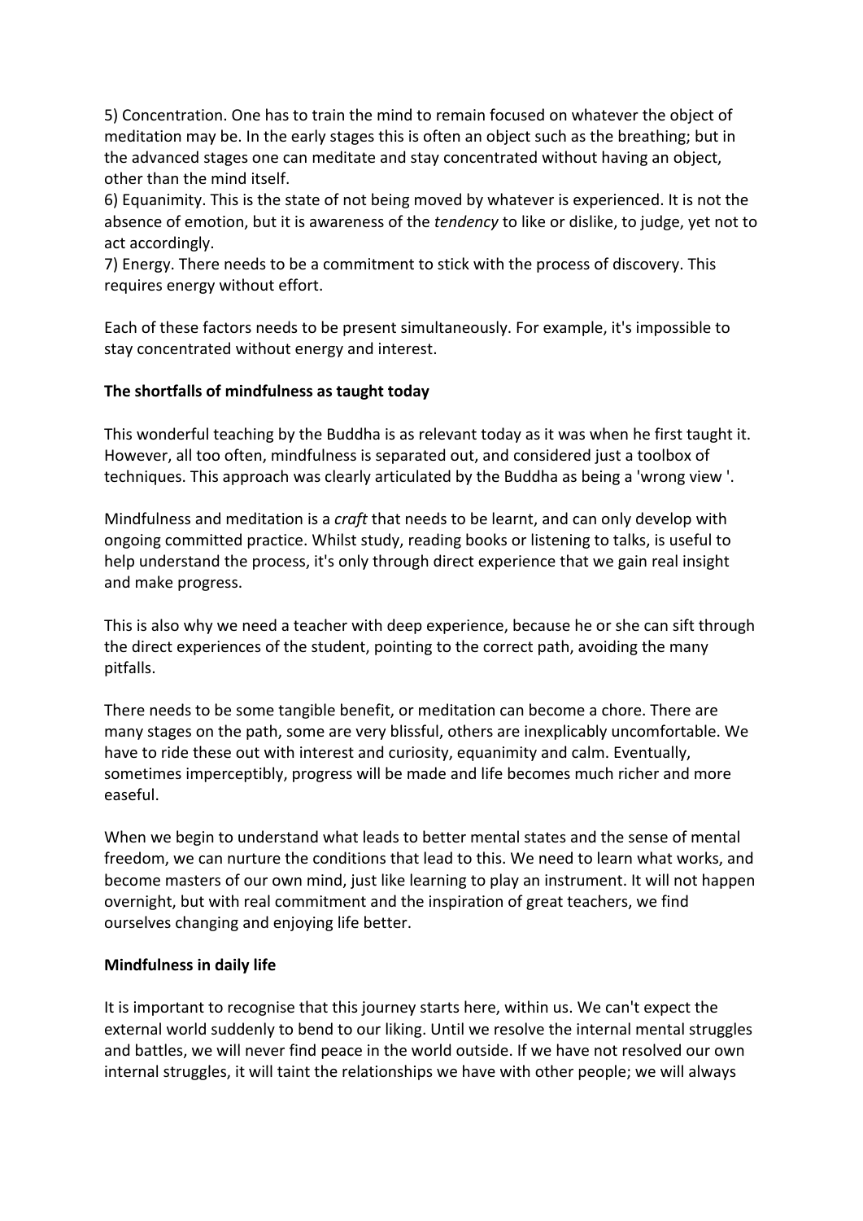5) Concentration. One has to train the mind to remain focused on whatever the object of meditation may be. In the early stages this is often an object such as the breathing; but in the advanced stages one can meditate and stay concentrated without having an object, other than the mind itself.

6) Equanimity. This is the state of not being moved by whatever is experienced. It is not the absence of emotion, but it is awareness of the *tendency* to like or dislike, to judge, yet not to act accordingly.

7) Energy. There needs to be a commitment to stick with the process of discovery. This requires energy without effort.

Each of these factors needs to be present simultaneously. For example, it's impossible to stay concentrated without energy and interest.

**The shortfalls of mindfulness as taught today**

This wonderful teaching by the Buddha is as relevant today as it was when he first taught it. However, all too often, mindfulness is separated out, and considered just a toolbox of techniques. This approach was clearly articulated by the Buddha as being a 'wrong view '.

Mindfulness and meditation is a *craft* that needs to be learnt, and can only develop with ongoing committed practice. Whilst study, reading books or listening to talks, is useful to help understand the process, it's only through direct experience that we gain real insight and make progress.

This is also why we need a teacher with deep experience, because he or she can sift through the direct experiences of the student, pointing to the correct path, avoiding the many pitfalls.

There needs to be some tangible benefit, or meditation can become a chore. There are many stages on the path, some are very blissful, others are inexplicably uncomfortable. We have to ride these out with interest and curiosity, equanimity and calm. Eventually, sometimes imperceptibly, progress will be made and life becomes much richer and more easeful.

When we begin to understand what leads to better mental states and the sense of mental freedom, we can nurture the conditions that lead to this. We need to learn what works, and become masters of our own mind, just like learning to play an instrument. It will not happen overnight, but with real commitment and the inspiration of great teachers, we find ourselves changing and enjoying life better.

**Mindfulness in daily life**

It is important to recognise that this journey starts here, within us. We can't expect the external world suddenly to bend to our liking. Until we resolve the internal mental struggles and battles, we will never find peace in the world outside. If we have not resolved our own internal struggles, it will taint the relationships we have with other people; we will always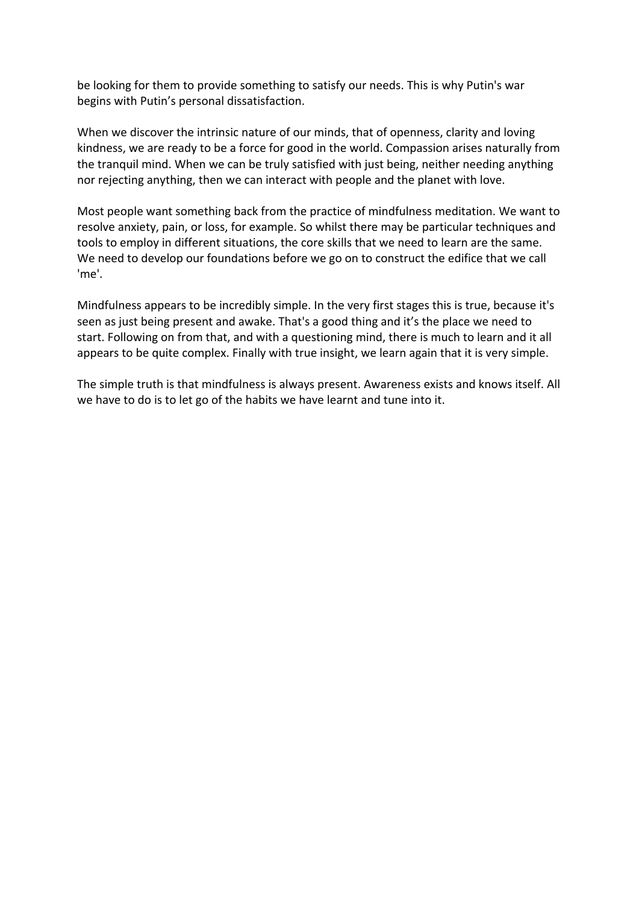be looking for them to provide something to satisfy our needs. This is why Putin's war begins with Putin's personal dissatisfaction.

When we discover the intrinsic nature of our minds, that of openness, clarity and loving kindness, we are ready to be a force for good in the world. Compassion arises naturally from the tranquil mind. When we can be truly satisfied with just being, neither needing anything nor rejecting anything, then we can interact with people and the planet with love.

Most people want something back from the practice of mindfulness meditation. We want to resolve anxiety, pain, or loss, for example. So whilst there may be particular techniques and tools to employ in different situations, the core skills that we need to learn are the same. We need to develop our foundations before we go on to construct the edifice that we call 'me'.

Mindfulness appears to be incredibly simple. In the very first stages this is true, because it's seen as just being present and awake. That's a good thing and it's the place we need to start. Following on from that, and with a questioning mind, there is much to learn and it all appears to be quite complex. Finally with true insight, we learn again that it is very simple.

The simple truth is that mindfulness is always present. Awareness exists and knows itself. All we have to do is to let go of the habits we have learnt and tune into it.